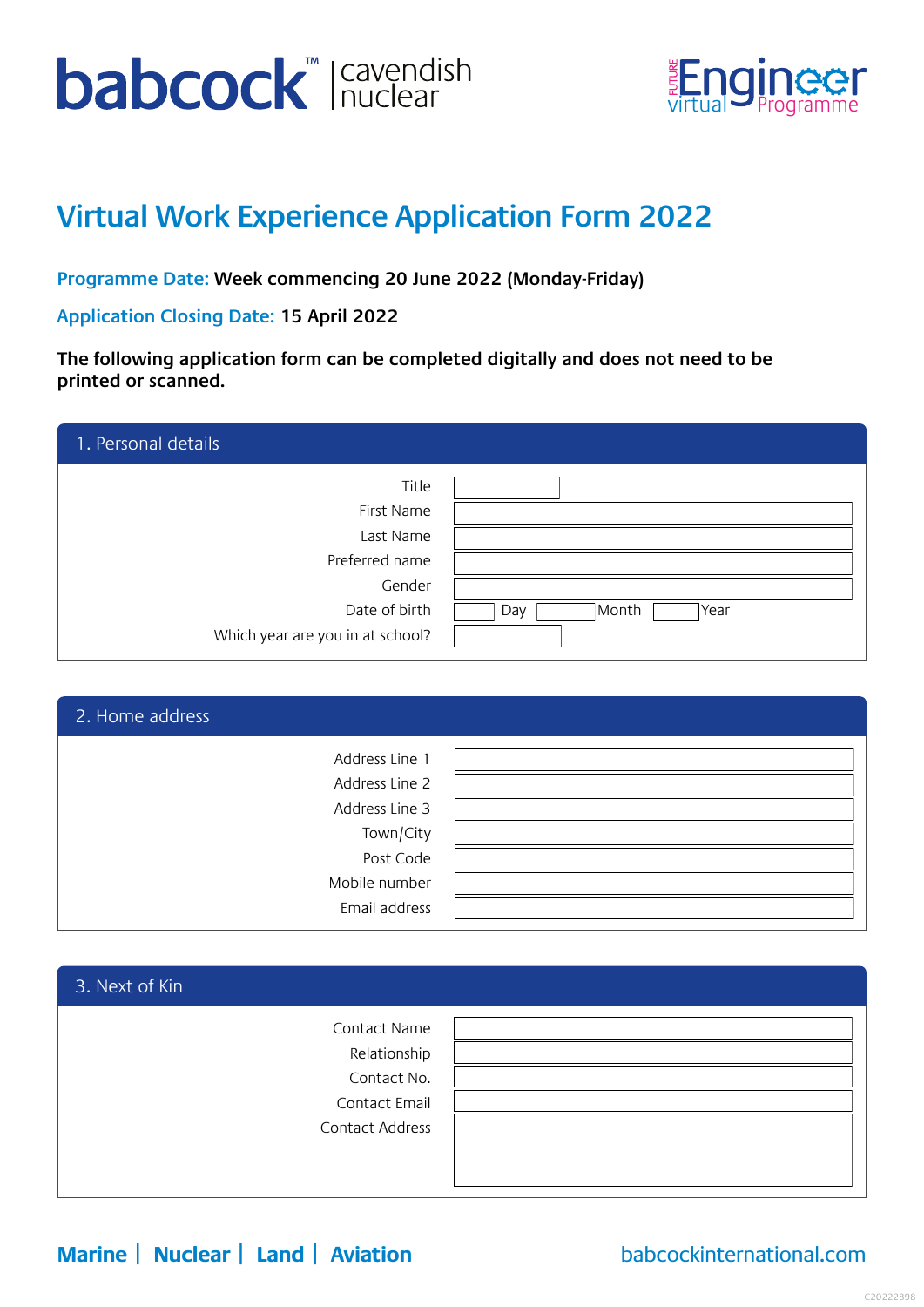babcock™ | cavendish nuclear

FUTURE Engineer virtual Programme

# Virtual Work Experience Application Form 2022

**Programme Date:** **Week commencing 20 June 2022 (Monday-Friday)**

**Application Closing Date:** **15 April 2022**

**The following application form can be completed digitally and does not need to be printed or scanned.**

## 1. Personal details

| | |
|---|---|
| Title | |
| First Name | |
| Last Name | |
| Preferred name | |
| Gender | |
| Date of birth | Day Month Year |
| Which year are you in at school? | |

## 2. Home address

| | |
|---|---|
| Address Line 1 | |
| Address Line 2 | |
| Address Line 3 | |
| Town/City | |
| Post Code | |
| Mobile number | |
| Email address | |

## 3. Next of Kin

| | |
|---|---|
| Contact Name | |
| Relationship | |
| Contact No. | |
| Contact Email | |
| Contact Address | |

**Marine | Nuclear | Land | Aviation**

babcockinternational.com

C20222898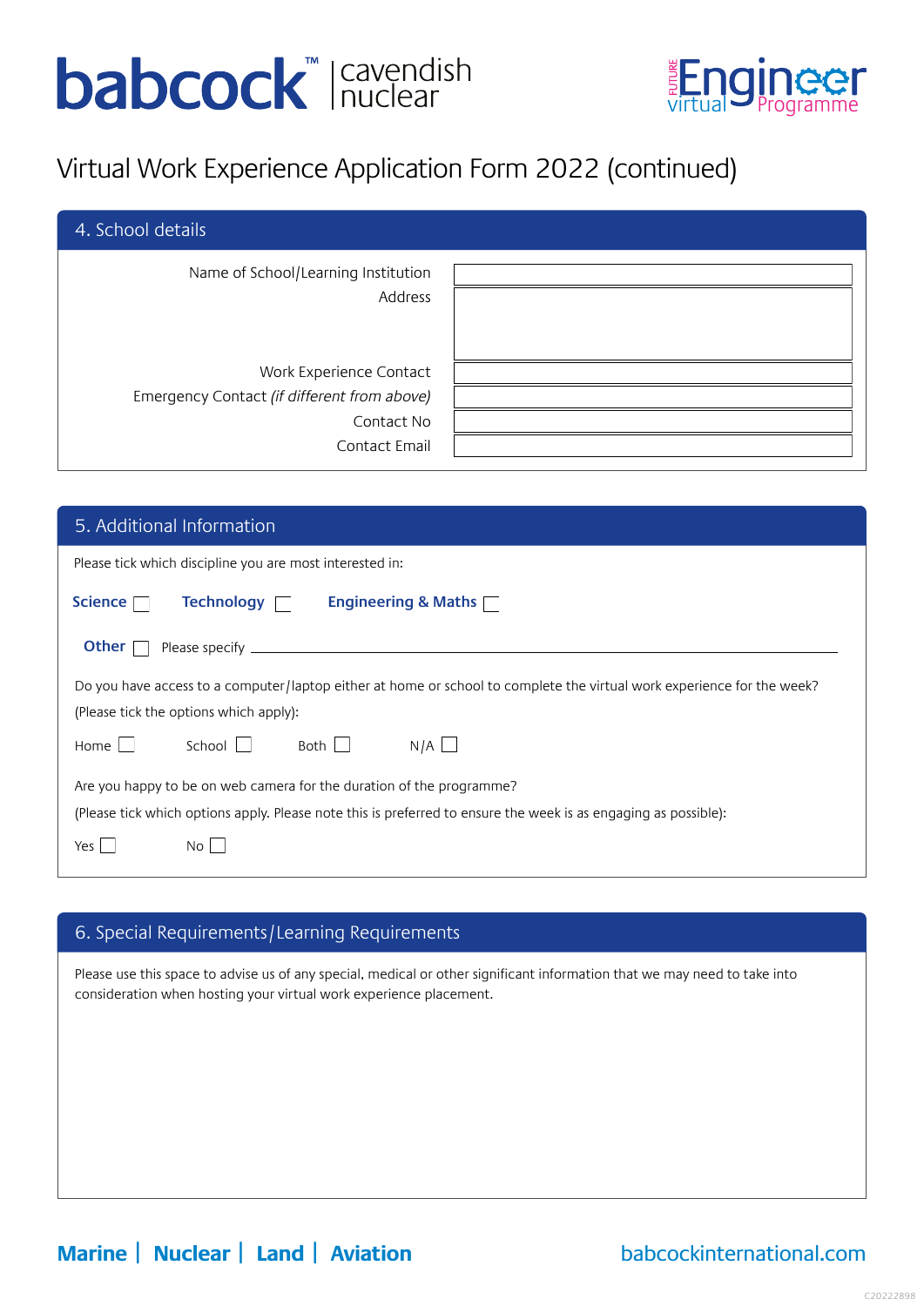babcock™ | cavendish nuclear

FUTURE Engineer virtual Programme

# Virtual Work Experience Application Form 2022 (continued)

## 4. School details

| | |
|---|---|
| Name of School/Learning Institution | |
| Address | |
| Work Experience Contact | |
| Emergency Contact *(if different from above)* | |
| Contact No | |
| Contact Email | |

## 5. Additional Information

Please tick which discipline you are most interested in:

**Science** ☐ **Technology** ☐ **Engineering & Maths** ☐

**Other** ☐ Please specify ______________________________

Do you have access to a computer/laptop either at home or school to complete the virtual work experience for the week? (Please tick the options which apply):

Home ☐ School ☐ Both ☐ N/A ☐

Are you happy to be on web camera for the duration of the programme?

(Please tick which options apply. Please note this is preferred to ensure the week is as engaging as possible):

Yes ☐ No ☐

## 6. Special Requirements/Learning Requirements

Please use this space to advise us of any special, medical or other significant information that we may need to take into consideration when hosting your virtual work experience placement.

**Marine | Nuclear | Land | Aviation**

babcockinternational.com

C20222898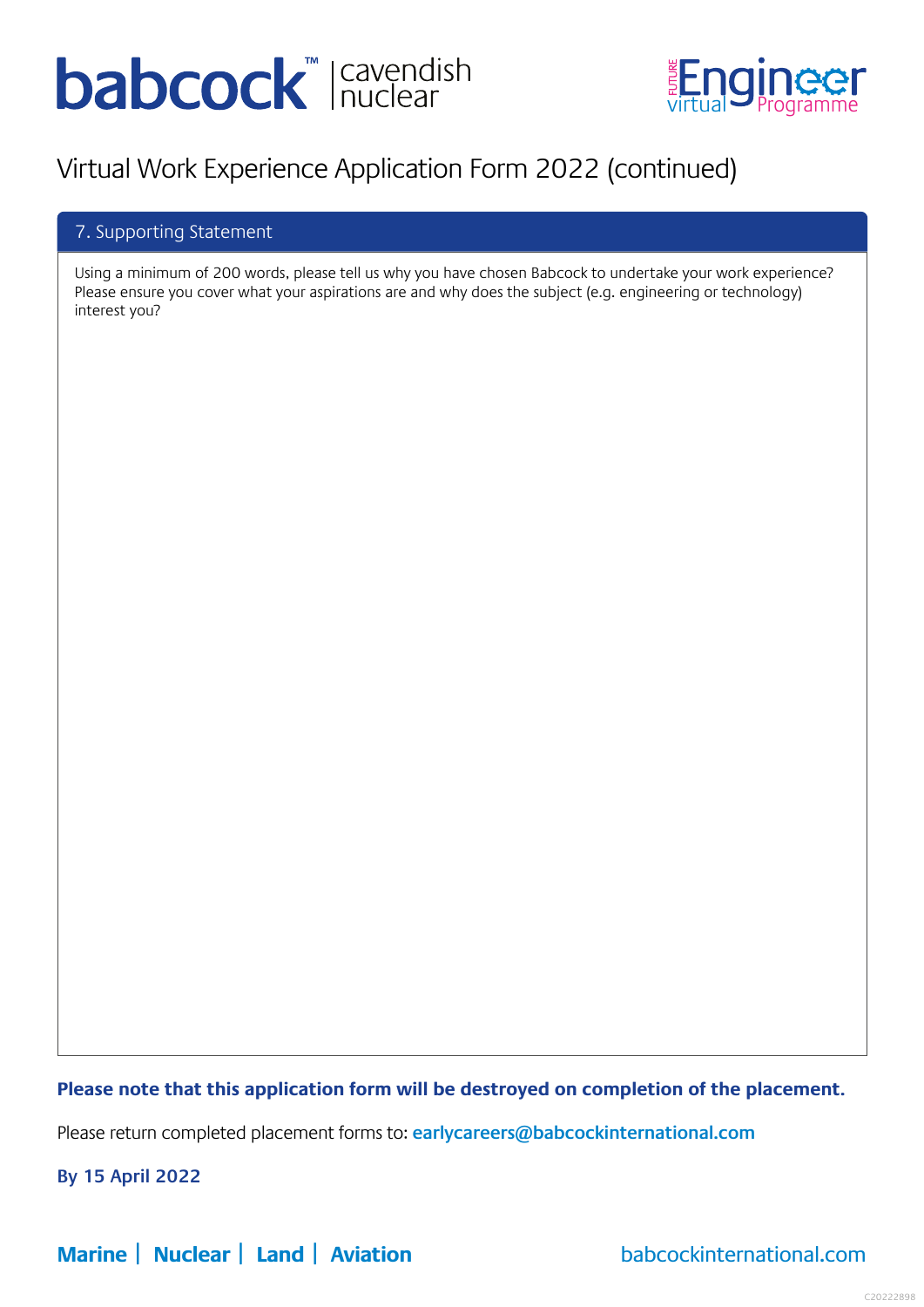babcock™ | cavendish nuclear

FUTURE Engineer virtual Programme

# Virtual Work Experience Application Form 2022 (continued)

## 7. Supporting Statement

Using a minimum of 200 words, please tell us why you have chosen Babcock to undertake your work experience? Please ensure you cover what your aspirations are and why does the subject (e.g. engineering or technology) interest you?

**Please note that this application form will be destroyed on completion of the placement.**

Please return completed placement forms to: **earlycareers@babcockinternational.com**

**By 15 April 2022**

**Marine | Nuclear | Land | Aviation**

babcockinternational.com

C20222898